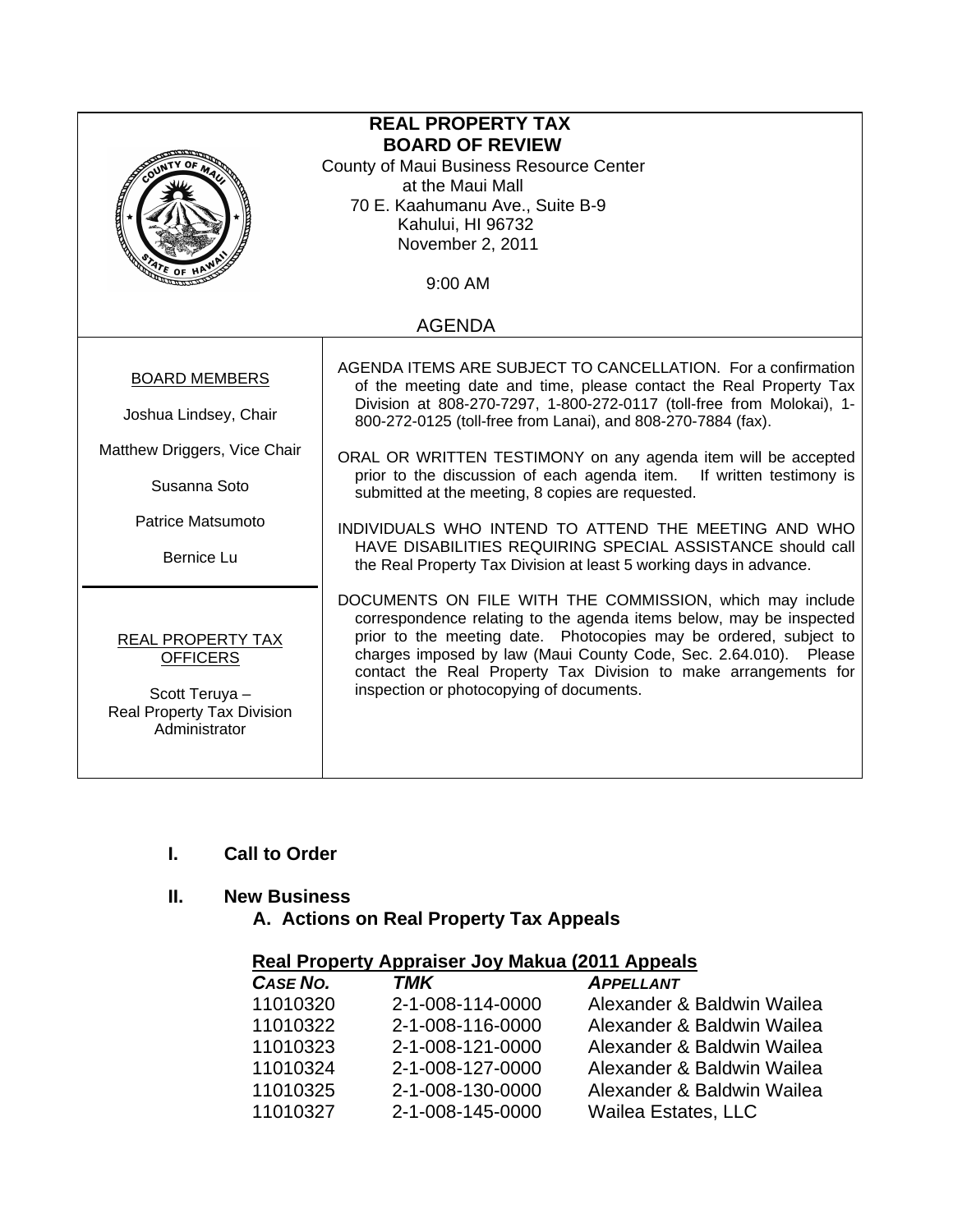# REAL PROPERTY TAX BOARD OF REVIEW

County of Maui Business Resource Center
at the Maui Mall
70 E. Kaahumanu Ave., Suite B-9
Kahului, HI 96732
November 2, 2011

9:00 AM

## AGENDA

**BOARD MEMBERS**

Joshua Lindsey, Chair

Matthew Driggers, Vice Chair

Susanna Soto

Patrice Matsumoto

Bernice Lu

**REAL PROPERTY TAX OFFICERS**

Scott Teruya –
Real Property Tax Division
Administrator

AGENDA ITEMS ARE SUBJECT TO CANCELLATION. For a confirmation of the meeting date and time, please contact the Real Property Tax Division at 808-270-7297, 1-800-272-0117 (toll-free from Molokai), 1-800-272-0125 (toll-free from Lanai), and 808-270-7884 (fax).

ORAL OR WRITTEN TESTIMONY on any agenda item will be accepted prior to the discussion of each agenda item. If written testimony is submitted at the meeting, 8 copies are requested.

INDIVIDUALS WHO INTEND TO ATTEND THE MEETING AND WHO HAVE DISABILITIES REQUIRING SPECIAL ASSISTANCE should call the Real Property Tax Division at least 5 working days in advance.

DOCUMENTS ON FILE WITH THE COMMISSION, which may include correspondence relating to the agenda items below, may be inspected prior to the meeting date. Photocopies may be ordered, subject to charges imposed by law (Maui County Code, Sec. 2.64.010). Please contact the Real Property Tax Division to make arrangements for inspection or photocopying of documents.

## I. Call to Order

## II. New Business

### A. Actions on Real Property Tax Appeals

**Real Property Appraiser Joy Makua (2011 Appeals**

| *CASE NO.* | *TMK* | *APPELLANT* |
|---|---|---|
| 11010320 | 2-1-008-114-0000 | Alexander & Baldwin Wailea |
| 11010322 | 2-1-008-116-0000 | Alexander & Baldwin Wailea |
| 11010323 | 2-1-008-121-0000 | Alexander & Baldwin Wailea |
| 11010324 | 2-1-008-127-0000 | Alexander & Baldwin Wailea |
| 11010325 | 2-1-008-130-0000 | Alexander & Baldwin Wailea |
| 11010327 | 2-1-008-145-0000 | Wailea Estates, LLC |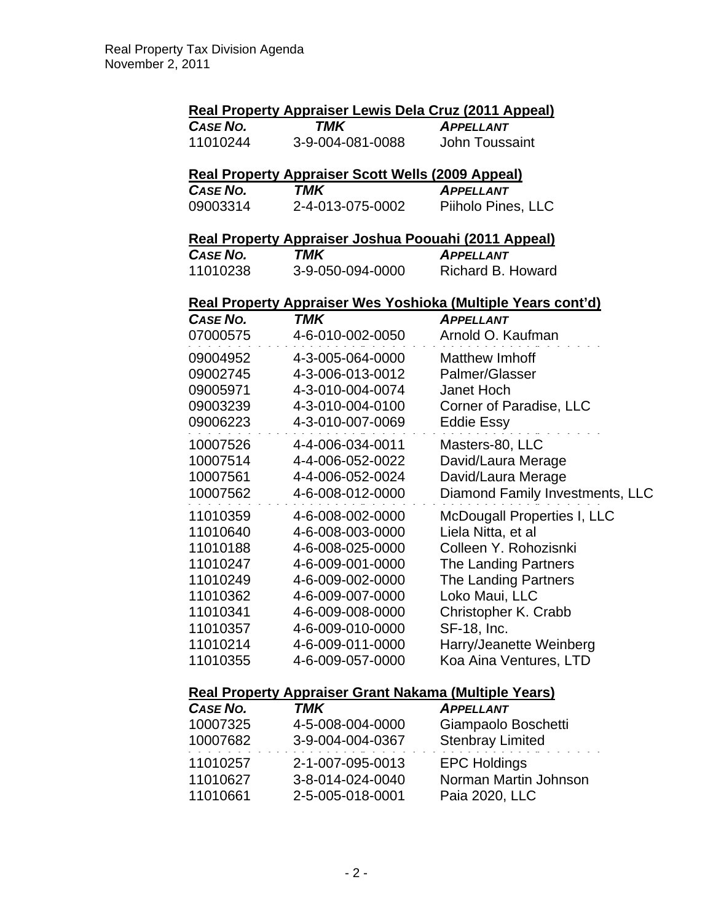Real Property Tax Division Agenda
November 2, 2011

**Real Property Appraiser Lewis Dela Cruz (2011 Appeal)**

| *CASE NO.* | *TMK* | *APPELLANT* |
|---|---|---|
| 11010244 | 3-9-004-081-0088 | John Toussaint |

**Real Property Appraiser Scott Wells (2009 Appeal)**

| *CASE NO.* | *TMK* | *APPELLANT* |
|---|---|---|
| 09003314 | 2-4-013-075-0002 | Piiholo Pines, LLC |

**Real Property Appraiser Joshua Poouahi (2011 Appeal)**

| *CASE NO.* | *TMK* | *APPELLANT* |
|---|---|---|
| 11010238 | 3-9-050-094-0000 | Richard B. Howard |

**Real Property Appraiser Wes Yoshioka (Multiple Years cont'd)**

| *CASE NO.* | *TMK* | *APPELLANT* |
|---|---|---|
| 07000575 | 4-6-010-002-0050 | Arnold O. Kaufman |
| 09004952 | 4-3-005-064-0000 | Matthew Imhoff |
| 09002745 | 4-3-006-013-0012 | Palmer/Glasser |
| 09005971 | 4-3-010-004-0074 | Janet Hoch |
| 09003239 | 4-3-010-004-0100 | Corner of Paradise, LLC |
| 09006223 | 4-3-010-007-0069 | Eddie Essy |
| 10007526 | 4-4-006-034-0011 | Masters-80, LLC |
| 10007514 | 4-4-006-052-0022 | David/Laura Merage |
| 10007561 | 4-4-006-052-0024 | David/Laura Merage |
| 10007562 | 4-6-008-012-0000 | Diamond Family Investments, LLC |
| 11010359 | 4-6-008-002-0000 | McDougall Properties I, LLC |
| 11010640 | 4-6-008-003-0000 | Liela Nitta, et al |
| 11010188 | 4-6-008-025-0000 | Colleen Y. Rohozisnki |
| 11010247 | 4-6-009-001-0000 | The Landing Partners |
| 11010249 | 4-6-009-002-0000 | The Landing Partners |
| 11010362 | 4-6-009-007-0000 | Loko Maui, LLC |
| 11010341 | 4-6-009-008-0000 | Christopher K. Crabb |
| 11010357 | 4-6-009-010-0000 | SF-18, Inc. |
| 11010214 | 4-6-009-011-0000 | Harry/Jeanette Weinberg |
| 11010355 | 4-6-009-057-0000 | Koa Aina Ventures, LTD |

**Real Property Appraiser Grant Nakama (Multiple Years)**

| *CASE NO.* | *TMK* | *APPELLANT* |
|---|---|---|
| 10007325 | 4-5-008-004-0000 | Giampaolo Boschetti |
| 10007682 | 3-9-004-004-0367 | Stenbray Limited |
| 11010257 | 2-1-007-095-0013 | EPC Holdings |
| 11010627 | 3-8-014-024-0040 | Norman Martin Johnson |
| 11010661 | 2-5-005-018-0001 | Paia 2020, LLC |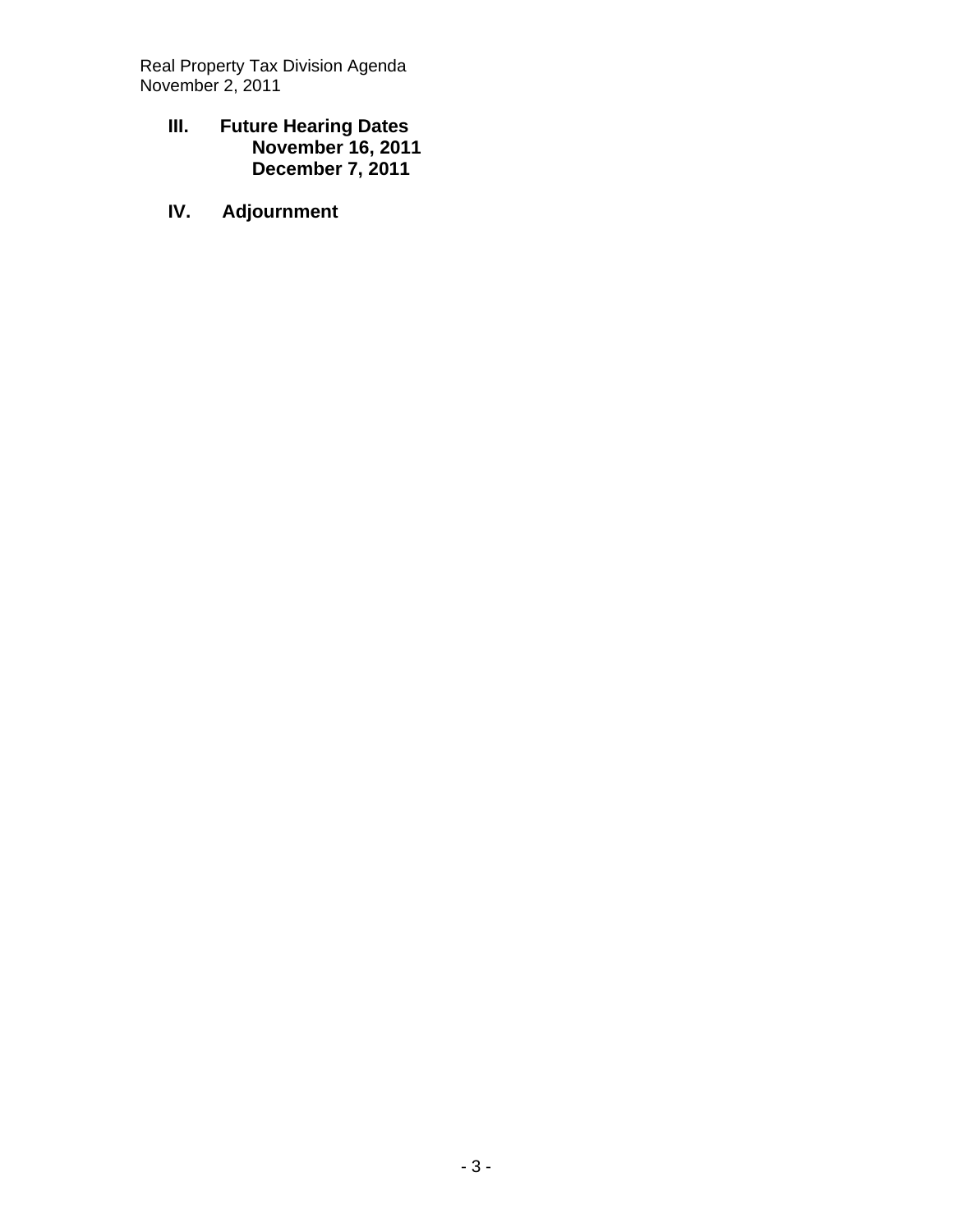**III. Future Hearing Dates**

**November 16, 2011**

**December 7, 2011**

**IV. Adjournment**